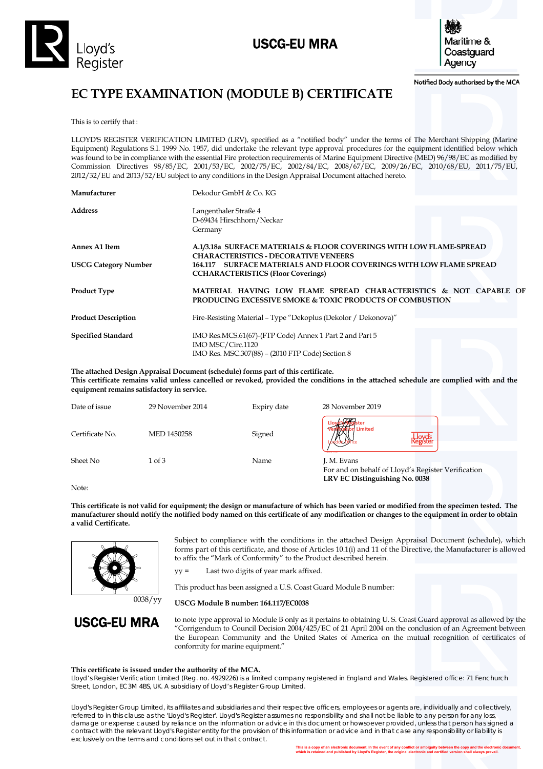Lloyd's Register

**USCG-EU MRA**

Maritime & Coastguard Agency

Notified Body authorised by the MCA

# EC TYPE EXAMINATION (MODULE B) CERTIFICATE

This is to certify that :

LLOYD'S REGISTER VERIFICATION LIMITED (LRV), specified as a "notified body" under the terms of The Merchant Shipping (Marine Equipment) Regulations S.I. 1999 No. 1957, did undertake the relevant type approval procedures for the equipment identified below which was found to be in compliance with the essential Fire protection requirements of Marine Equipment Directive (MED) 96/98/EC as modified by Commission Directives 98/85/EC, 2001/53/EC, 2002/75/EC, 2002/84/EC, 2008/67/EC, 2009/26/EC, 2010/68/EU, 2011/75/EU, 2012/32/EU and 2013/52/EU subject to any conditions in the Design Appraisal Document attached hereto.

| | |
|---|---|
| **Manufacturer** | Dekodur GmbH & Co. KG |
| **Address** | Langenthaler Straße 4<br>D-69434 Hirschhorn/Neckar<br>Germany |
| **Annex A1 Item** | **A.1/3.18a SURFACE MATERIALS & FLOOR COVERINGS WITH LOW FLAME-SPREAD CHARACTERISTICS - DECORATIVE VENEERS** |
| **USCG Category Number** | **164.117 SURFACE MATERIALS AND FLOOR COVERINGS WITH LOW FLAME SPREAD CCHARACTERISTICS (Floor Coverings)** |
| **Product Type** | **MATERIAL HAVING LOW FLAME SPREAD CHARACTERISTICS & NOT CAPABLE OF PRODUCING EXCESSIVE SMOKE & TOXIC PRODUCTS OF COMBUSTION** |
| **Product Description** | Fire-Resisting Material – Type "Dekoplus (Dekolor / Dekonova)" |
| **Specified Standard** | IMO Res.MCS.61(67)-(FTP Code) Annex 1 Part 2 and Part 5<br>IMO MSC/Circ.1120<br>IMO Res. MSC.307(88) – (2010 FTP Code) Section 8 |

**The attached Design Appraisal Document (schedule) forms part of this certificate.**
**This certificate remains valid unless cancelled or revoked, provided the conditions in the attached schedule are complied with and the equipment remains satisfactory in service.**

| | | | |
|---|---|---|---|
| Date of issue | 29 November 2014 | Expiry date | 28 November 2019 |
| Certificate No. | MED 1450258 | Signed | Lloyd's Register Verification Limited, London Office |
| Sheet No | 1 of 3 | Name | J. M. Evans<br>For and on behalf of Lloyd's Register Verification<br>**LRV EC Distinguishing No. 0038** |

Note:

**This certificate is not valid for equipment; the design or manufacture of which has been varied or modified from the specimen tested. The manufacturer should notify the notified body named on this certificate of any modification or changes to the equipment in order to obtain a valid Certificate.**

0038/yy

Subject to compliance with the conditions in the attached Design Appraisal Document (schedule), which forms part of this certificate, and those of Articles 10.1(i) and 11 of the Directive, the Manufacturer is allowed to affix the "Mark of Conformity" to the Product described herein.

yy = Last two digits of year mark affixed.

This product has been assigned a U.S. Coast Guard Module B number:

**USCG Module B number: 164.117/EC0038**

**USCG-EU MRA**

to note type approval to Module B only as it pertains to obtaining U. S. Coast Guard approval as allowed by the "Corrigendum to Council Decision 2004/425/EC of 21 April 2004 on the conclusion of an Agreement between the European Community and the United States of America on the mutual recognition of certificates of conformity for marine equipment."

**This certificate is issued under the authority of the MCA.**
Lloyd's Register Verification Limited (Reg. no. 4929226) is a limited company registered in England and Wales. Registered office: 71 Fenchurch Street, London, EC3M 4BS, UK. A subsidiary of Lloyd's Register Group Limited.

Lloyd's Register Group Limited, its affiliates and subsidiaries and their respective officers, employees or agents are, individually and collectively, referred to in this clause as the 'Lloyd's Register'. Lloyd's Register assumes no responsibility and shall not be liable to any person for any loss, damage or expense caused by reliance on the information or advice in this document or howsoever provided, unless that person has signed a contract with the relevant Lloyd's Register entity for the provision of this information or advice and in that case any responsibility or liability is exclusively on the terms and conditions set out in that contract.

This is a copy of an electronic document. In the event of any conflict or ambiguity between the copy and the electronic document, which is retained and published by Lloyd's Register, the original electronic and certified version shall always prevail.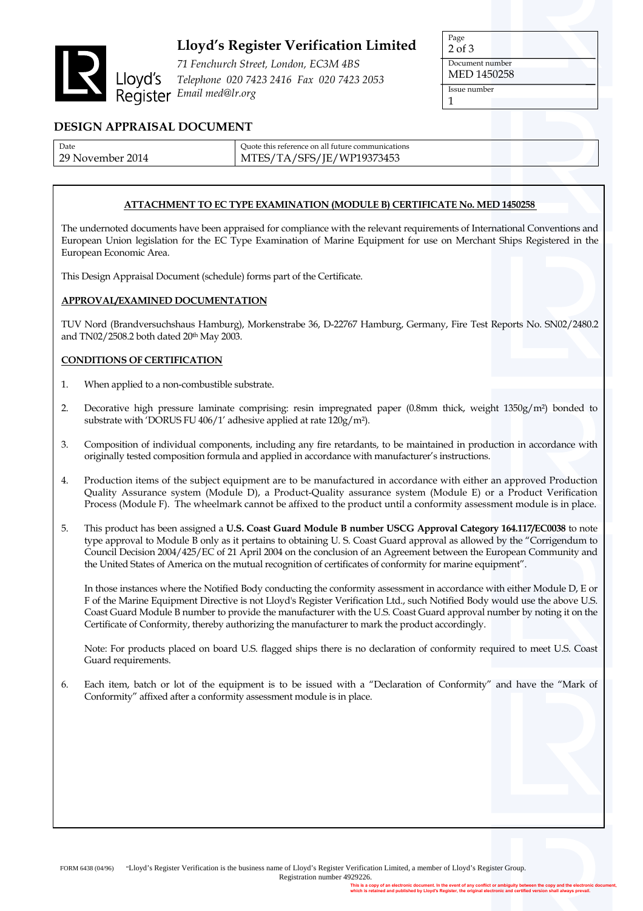# Lloyd's Register Verification Limited

*71 Fenchurch Street, London, EC3M 4BS*
*Telephone 020 7423 2416 Fax 020 7423 2053*
*Email med@lr.org*

| Document number | Issue number |
|---|---|
| MED 1450258 | 1 |

## DESIGN APPRAISAL DOCUMENT

| Date | Quote this reference on all future communications |
|---|---|
| 29 November 2014 | MTES/TA/SFS/JE/WP19373453 |

### ATTACHMENT TO EC TYPE EXAMINATION (MODULE B) CERTIFICATE No. MED 1450258

The undernoted documents have been appraised for compliance with the relevant requirements of International Conventions and European Union legislation for the EC Type Examination of Marine Equipment for use on Merchant Ships Registered in the European Economic Area.

This Design Appraisal Document (schedule) forms part of the Certificate.

### APPROVAL/EXAMINED DOCUMENTATION

TUV Nord (Brandversuchshaus Hamburg), Morkenstrabe 36, D-22767 Hamburg, Germany, Fire Test Reports No. SN02/2480.2 and TN02/2508.2 both dated 20th May 2003.

### CONDITIONS OF CERTIFICATION

1. When applied to a non-combustible substrate.

2. Decorative high pressure laminate comprising: resin impregnated paper (0.8mm thick, weight 1350g/m²) bonded to substrate with 'DORUS FU 406/1' adhesive applied at rate 120g/m²).

3. Composition of individual components, including any fire retardants, to be maintained in production in accordance with originally tested composition formula and applied in accordance with manufacturer's instructions.

4. Production items of the subject equipment are to be manufactured in accordance with either an approved Production Quality Assurance system (Module D), a Product-Quality assurance system (Module E) or a Product Verification Process (Module F). The wheelmark cannot be affixed to the product until a conformity assessment module is in place.

5. This product has been assigned a **U.S. Coast Guard Module B number USCG Approval Category 164.117/EC0038** to note type approval to Module B only as it pertains to obtaining U. S. Coast Guard approval as allowed by the "Corrigendum to Council Decision 2004/425/EC of 21 April 2004 on the conclusion of an Agreement between the European Community and the United States of America on the mutual recognition of certificates of conformity for marine equipment".

   In those instances where the Notified Body conducting the conformity assessment in accordance with either Module D, E or F of the Marine Equipment Directive is not Lloyd's Register Verification Ltd., such Notified Body would use the above U.S. Coast Guard Module B number to provide the manufacturer with the U.S. Coast Guard approval number by noting it on the Certificate of Conformity, thereby authorizing the manufacturer to mark the product accordingly.

   Note: For products placed on board U.S. flagged ships there is no declaration of conformity required to meet U.S. Coast Guard requirements.

6. Each item, batch or lot of the equipment is to be issued with a "Declaration of Conformity" and have the "Mark of Conformity" affixed after a conformity assessment module is in place.

FORM 6438 (04/96) "Lloyd's Register Verification is the business name of Lloyd's Register Verification Limited, a member of Lloyd's Register Group. Registration number 4929226.

This is a copy of an electronic document. In the event of any conflict or ambiguity between the copy and the electronic document, which is retained and published by Lloyd's Register, the original electronic and certified version shall always prevail.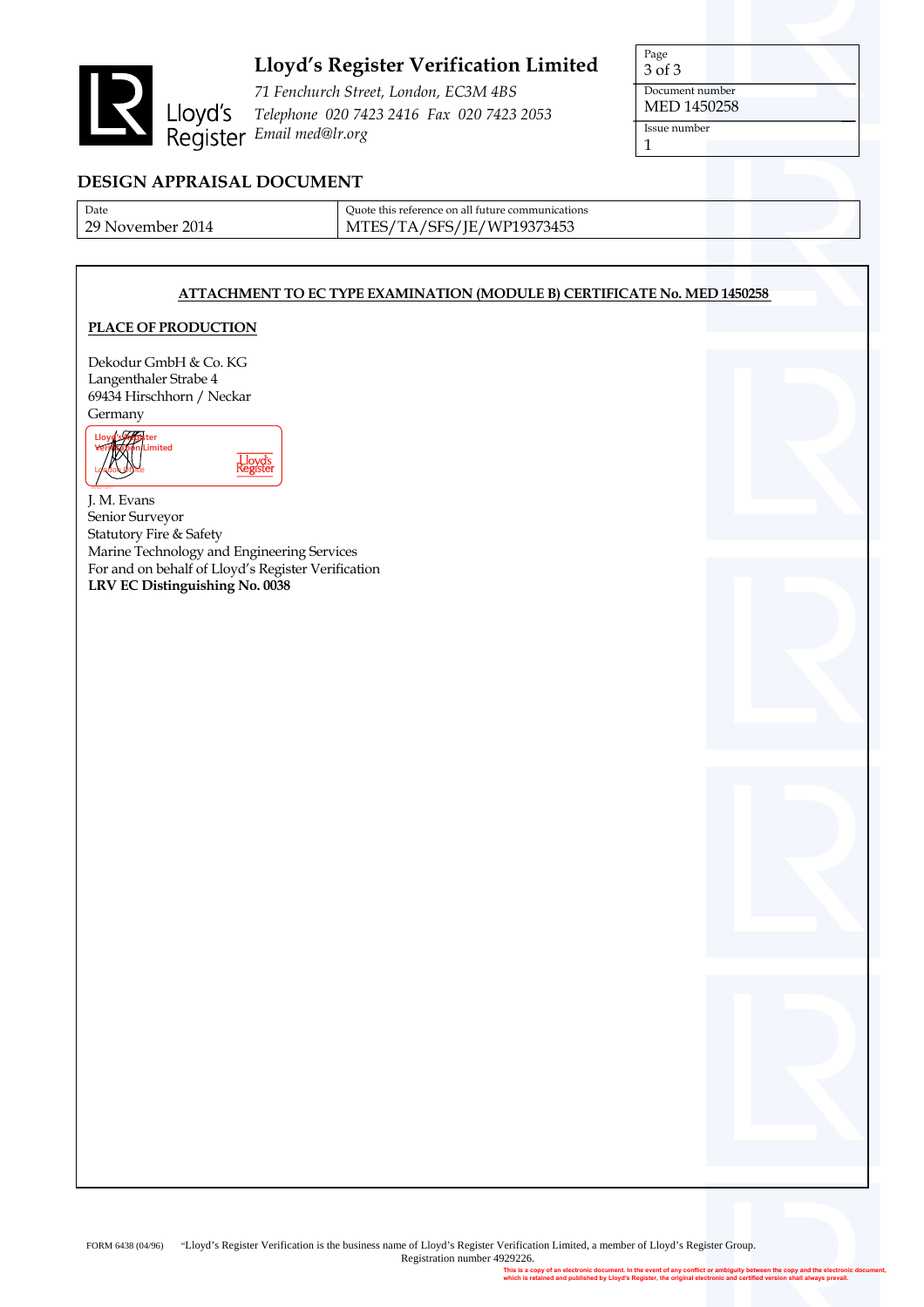# Lloyd's Register Verification Limited

*71 Fenchurch Street, London, EC3M 4BS*
*Telephone 020 7423 2416 Fax 020 7423 2053*
*Email med@lr.org*

| | |
|---|---|
| Page | 3 of 3 |
| Document number | MED 1450258 |
| Issue number | 1 |

## DESIGN APPRAISAL DOCUMENT

| Date | Quote this reference on all future communications |
|---|---|
| 29 November 2014 | MTES/TA/SFS/JE/WP19373453 |

**ATTACHMENT TO EC TYPE EXAMINATION (MODULE B) CERTIFICATE No. MED 1450258**

**PLACE OF PRODUCTION**

Dekodur GmbH & Co. KG
Langenthaler Strabe 4
69434 Hirschhorn / Neckar
Germany

Lloyd's Register Verification Limited
London office

J. M. Evans
Senior Surveyor
Statutory Fire & Safety
Marine Technology and Engineering Services
For and on behalf of Lloyd's Register Verification
**LRV EC Distinguishing No. 0038**

FORM 6438 (04/96) "Lloyd's Register Verification is the business name of Lloyd's Register Verification Limited, a member of Lloyd's Register Group. Registration number 4929226.

This is a copy of an electronic document. In the event of any conflict or ambiguity between the copy and the electronic document, which is retained and published by Lloyd's Register, the original electronic and certified version shall always prevail.